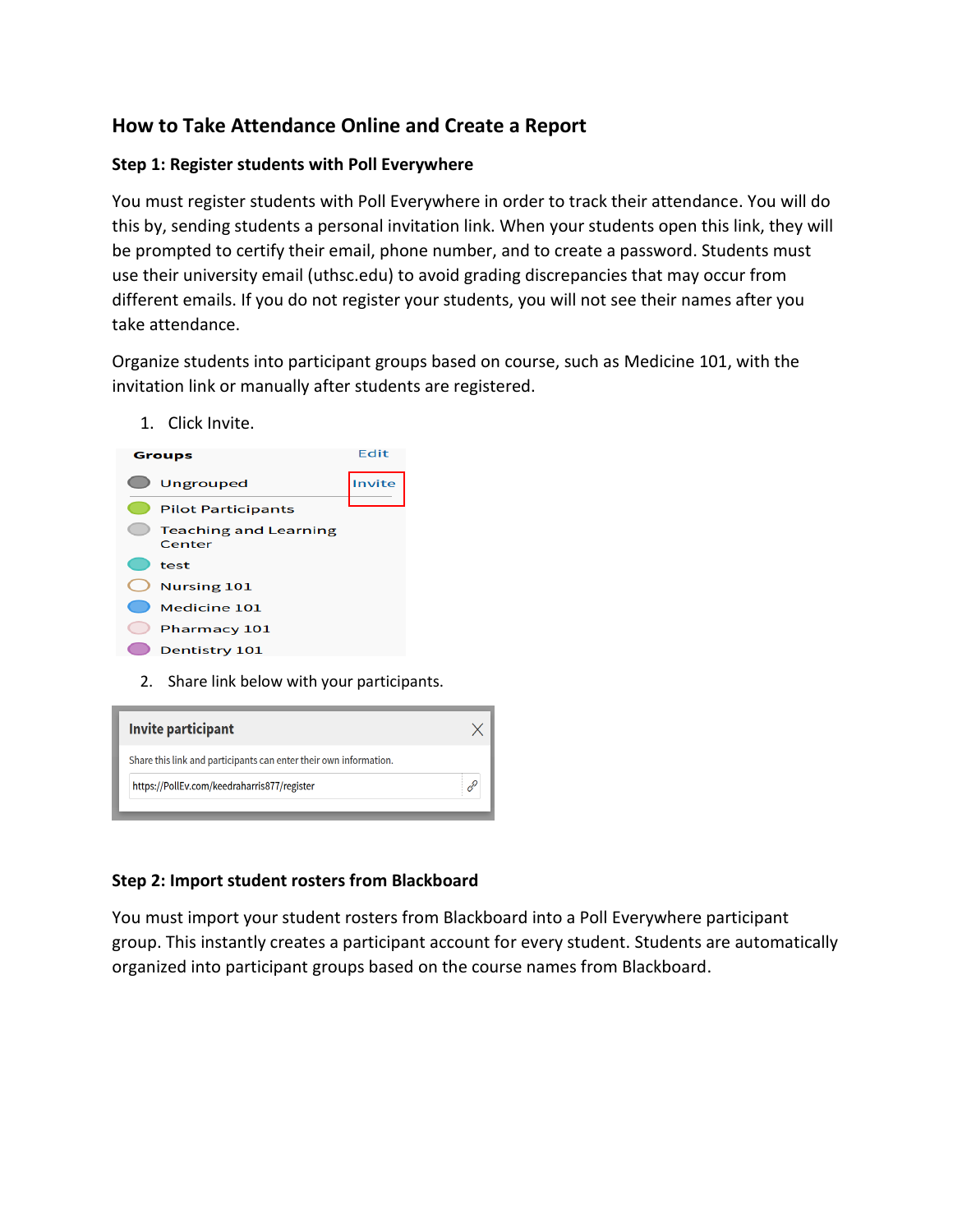## How to Take Attendance Online and Create a Report

### Step 1: Register students with Poll Everywhere

You must register students with Poll Everywhere in order to track their attendance. You will do this by, sending students a personal invitation link. When your students open this link, they will be prompted to certify their email, phone number, and to create a password. Students must use their university email (uthsc.edu) to avoid grading discrepancies that may occur from different emails. If you do not register your students, you will not see their names after you take attendance.

Organize students into participant groups based on course, such as Medicine 101, with the invitation link or manually after students are registered.

1. Click Invite.

2. Share link below with your participants.

### Step 2: Import student rosters from Blackboard

You must import your student rosters from Blackboard into a Poll Everywhere participant group. This instantly creates a participant account for every student. Students are automatically organized into participant groups based on the course names from Blackboard.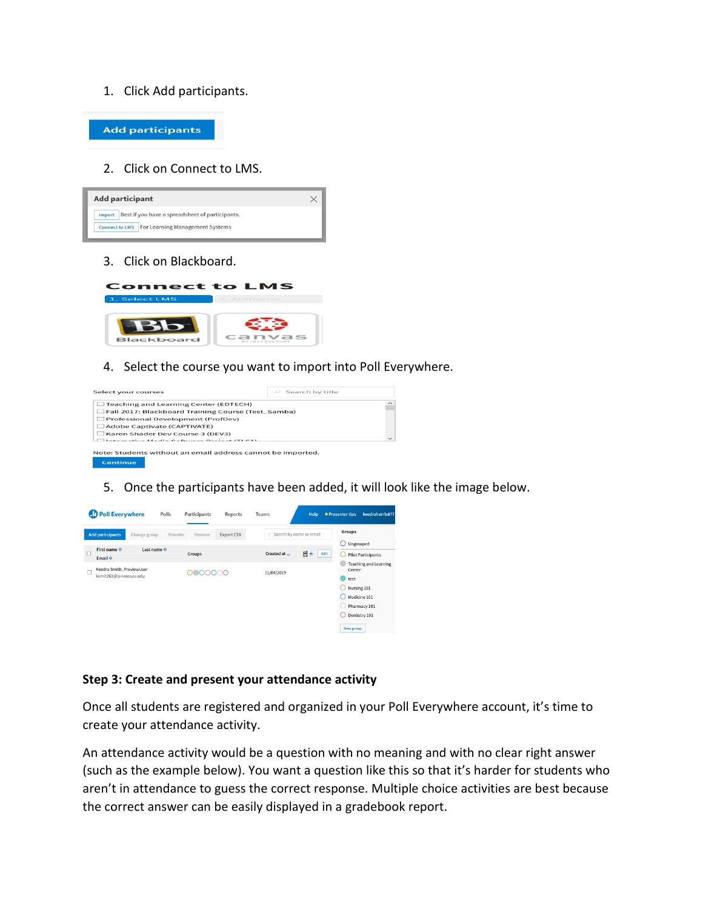1. Click Add participants.

2. Click on Connect to LMS.

3. Click on Blackboard.

4. Select the course you want to import into Poll Everywhere.

5. Once the participants have been added, it will look like the image below.

**Step 3: Create and present your attendance activity**

Once all students are registered and organized in your Poll Everywhere account, it's time to create your attendance activity.

An attendance activity would be a question with no meaning and with no clear right answer (such as the example below). You want a question like this so that it's harder for students who aren't in attendance to guess the correct response. Multiple choice activities are best because the correct answer can be easily displayed in a gradebook report.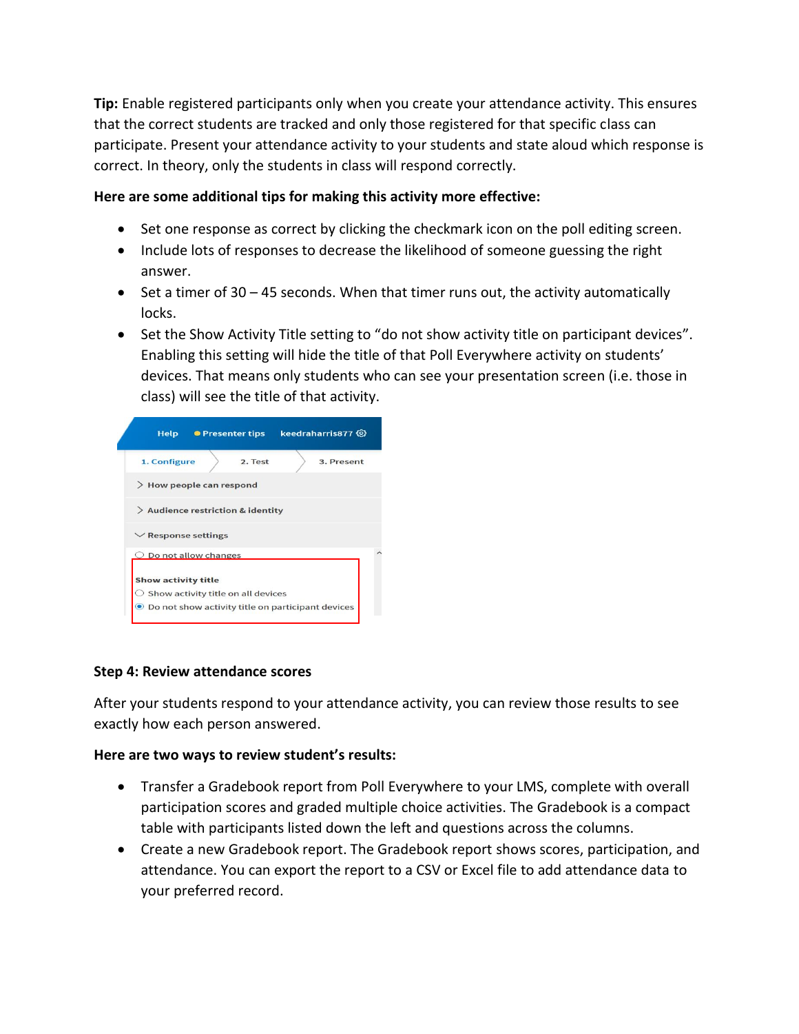**Tip:** Enable registered participants only when you create your attendance activity. This ensures that the correct students are tracked and only those registered for that specific class can participate. Present your attendance activity to your students and state aloud which response is correct. In theory, only the students in class will respond correctly.

**Here are some additional tips for making this activity more effective:**

- Set one response as correct by clicking the checkmark icon on the poll editing screen.
- Include lots of responses to decrease the likelihood of someone guessing the right answer.
- Set a timer of 30 – 45 seconds. When that timer runs out, the activity automatically locks.
- Set the Show Activity Title setting to "do not show activity title on participant devices". Enabling this setting will hide the title of that Poll Everywhere activity on students' devices. That means only students who can see your presentation screen (i.e. those in class) will see the title of that activity.

**Step 4: Review attendance scores**

After your students respond to your attendance activity, you can review those results to see exactly how each person answered.

**Here are two ways to review student's results:**

- Transfer a Gradebook report from Poll Everywhere to your LMS, complete with overall participation scores and graded multiple choice activities. The Gradebook is a compact table with participants listed down the left and questions across the columns.
- Create a new Gradebook report. The Gradebook report shows scores, participation, and attendance. You can export the report to a CSV or Excel file to add attendance data to your preferred record.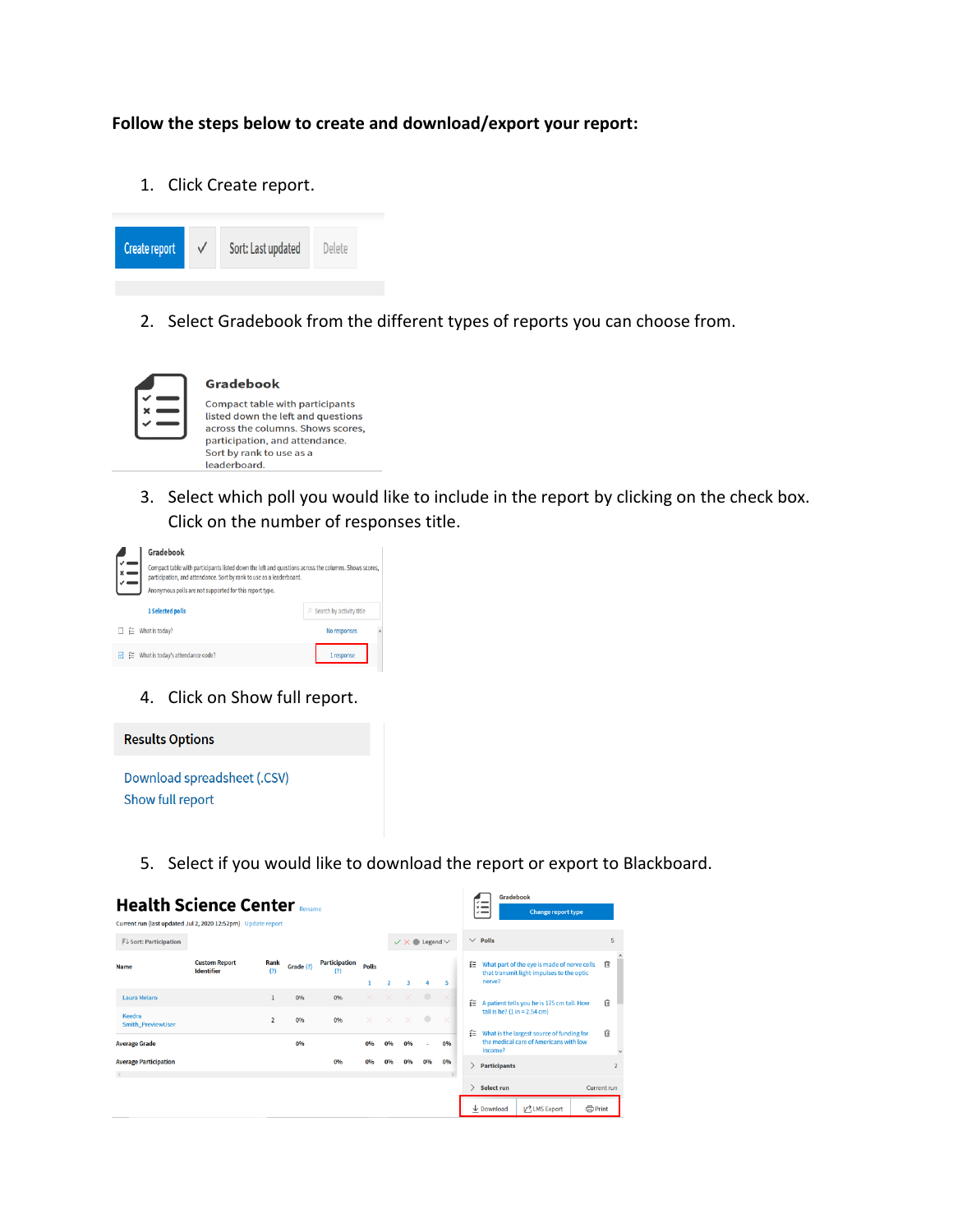**Follow the steps below to create and download/export your report:**

1. Click Create report.

Create report ✓ Sort: Last updated Delete

2. Select Gradebook from the different types of reports you can choose from.

**Gradebook**

Compact table with participants listed down the left and questions across the columns. Shows scores, participation, and attendance. Sort by rank to use as a leaderboard.

3. Select which poll you would like to include in the report by clicking on the check box. Click on the number of responses title.

Gradebook

Compact table with participants listed down the left and questions across the columns. Shows scores, participation, and attendance. Sort by rank to use as a leaderboard.

Anonymous polls are not supported for this report type.

1 Selected polls

Search by activity title

What is today? — No responses

What is today's attendance code? — 1 response

4. Click on Show full report.

Results Options

Download spreadsheet (.CSV)

Show full report

5. Select if you would like to download the report or export to Blackboard.

**Health Science Center** Rename

Current run (last updated Jul 2, 2020 12:52pm) Update report

Sort: Participation

Legend

| Name | Custom Report Identifier | Rank (?) | Grade (?) | Participation (?) | Polls 1 | 2 | 3 | 4 | 5 |
|---|---|---|---|---|---|---|---|---|---|
| Laura Melaro | | 1 | 0% | 0% | | | | | |
| Keedra Smith_PreviewUser | | 2 | 0% | 0% | | | | | |
| Average Grade | | | 0% | | 0% | 0% | 0% | - | 0% |
| Average Participation | | | | 0% | 0% | 0% | 0% | 0% | 0% |

Gradebook

Change report type

Polls 5

What part of the eye is made of nerve cells that transmit light impulses to the optic nerve?

A patient tells you he is 175 cm tall. How tall is he? (1 in = 2.54 cm)

What is the largest source of funding for the medical care of Americans with low income?

Participants 2

Select run — Current run

Download | LMS Export | Print